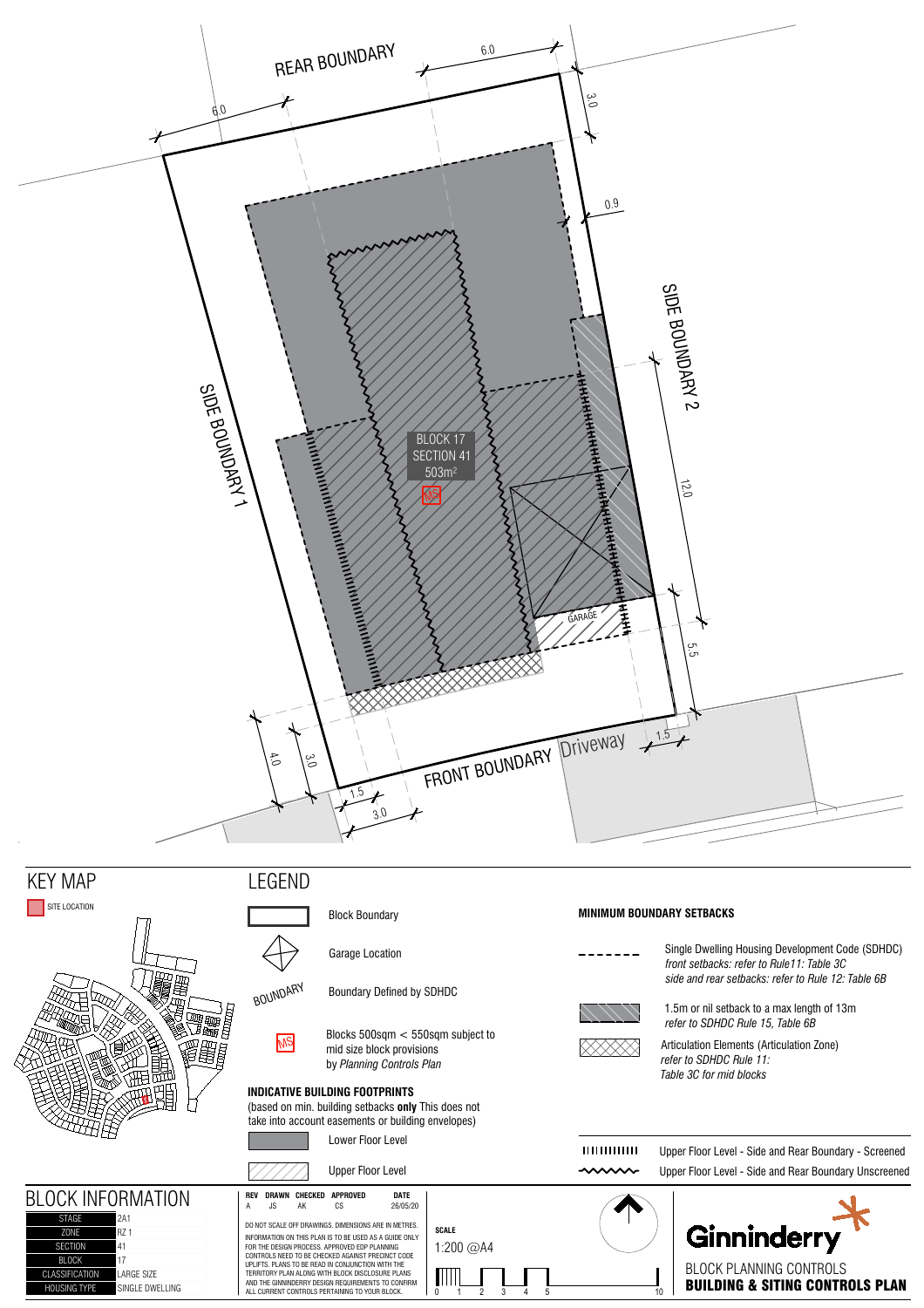REAR BOUNDARY

6.0

6.0

3.0

0.9

SIDE BOUNDARY 1

SIDE BOUNDARY 2

BLOCK 17
SECTION 41
503m²

MS

12.0

GARAGE

5.5

4.0

3.0

1.5

3.0

FRONT BOUNDARY

Driveway

1.5

## KEY MAP

SITE LOCATION

## LEGEND

Block Boundary

Garage Location

BOUNDARY — Boundary Defined by SDHDC

MS — Blocks 500sqm < 550sqm subject to mid size block provisions by *Planning Controls Plan*

**INDICATIVE BUILDING FOOTPRINTS**
(based on min. building setbacks **only** This does not take into account easements or building envelopes)

Lower Floor Level

Upper Floor Level

**MINIMUM BOUNDARY SETBACKS**

Single Dwelling Housing Development Code (SDHDC)
*front setbacks: refer to Rule11: Table 3C*
*side and rear setbacks: refer to Rule 12: Table 6B*

1.5m or nil setback to a max length of 13m
*refer to SDHDC Rule 15, Table 6B*

Articulation Elements (Articulation Zone)
*refer to SDHDC Rule 11:*
*Table 3C for mid blocks*

Upper Floor Level - Side and Rear Boundary - Screened

Upper Floor Level - Side and Rear Boundary Unscreened

## BLOCK INFORMATION

| | |
|---|---|
| STAGE | 2A1 |
| ZONE | RZ 1 |
| SECTION | 41 |
| BLOCK | 17 |
| CLASSIFICATION | LARGE SIZE |
| HOUSING TYPE | SINGLE DWELLING |

| REV | DRAWN | CHECKED | APPROVED | DATE |
|---|---|---|---|---|
| A | JS | AK | CS | 26/05/20 |

DO NOT SCALE OFF DRAWINGS. DIMENSIONS ARE IN METRES.
INFORMATION ON THIS PLAN IS TO BE USED AS A GUIDE ONLY FOR THE DESIGN PROCESS. APPROVED EDP PLANNING CONTROLS NEED TO BE CHECKED AGAINST PRECINCT CODE UPLIFTS. PLANS TO BE READ IN CONJUNCTION WITH THE TERRITORY PLAN ALONG WITH BLOCK DISCLOSURE PLANS AND THE GINNINDERRY DESIGN REQUIREMENTS TO CONFIRM ALL CURRENT CONTROLS PERTAINING TO YOUR BLOCK.

**SCALE**
1:200 @A4

0 1 2 3 4 5 10

Ginninderry

BLOCK PLANNING CONTROLS
**BUILDING & SITING CONTROLS PLAN**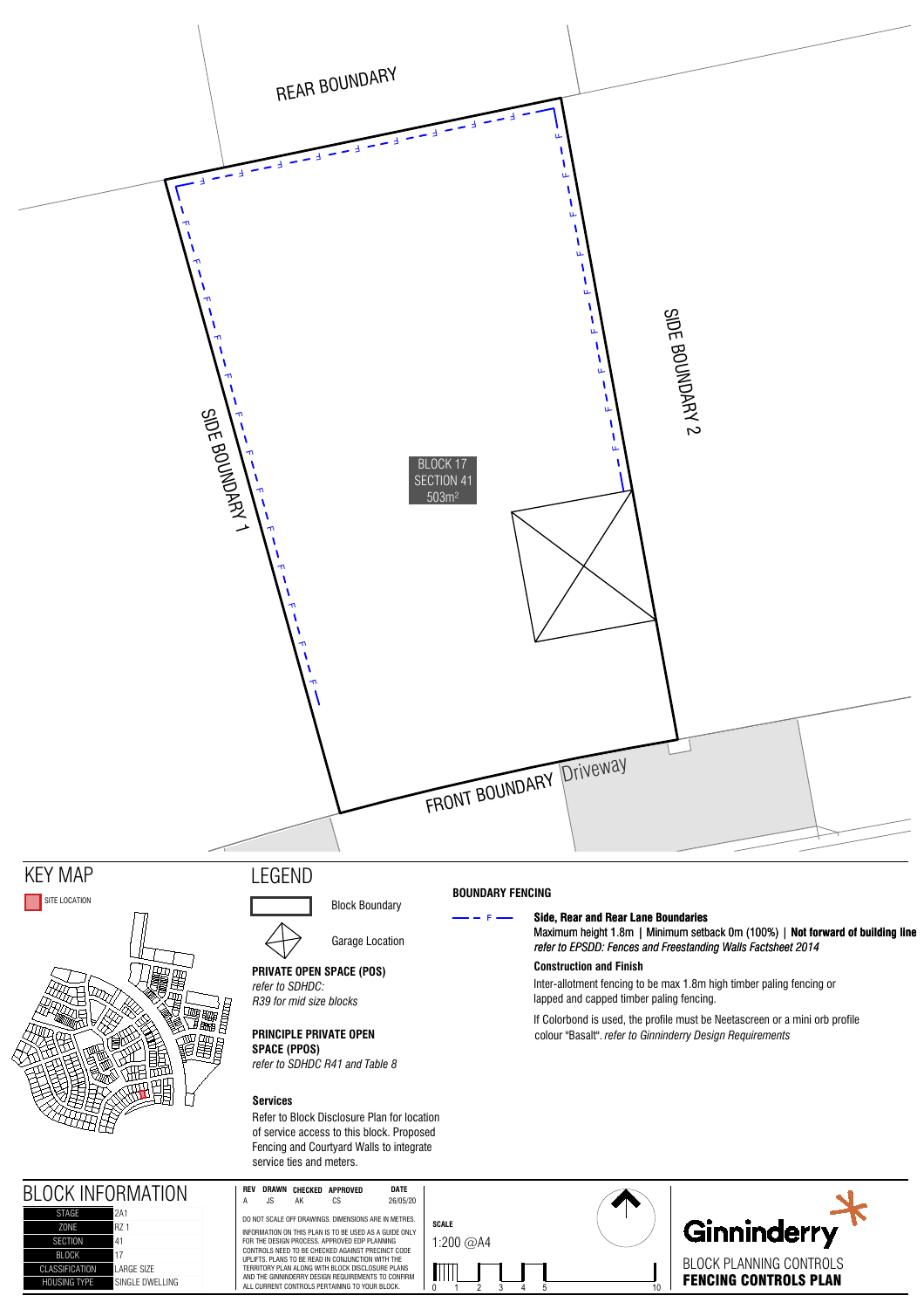REAR BOUNDARY

SIDE BOUNDARY 1

SIDE BOUNDARY 2

BLOCK 17
SECTION 41
503m²

FRONT BOUNDARY

Driveway

## KEY MAP

SITE LOCATION

## LEGEND

Block Boundary

Garage Location

**PRIVATE OPEN SPACE (POS)**
*refer to SDHDC:*
*R39 for mid size blocks*

**PRINCIPLE PRIVATE OPEN SPACE (PPOS)**
*refer to SDHDC R41 and Table 8*

**Services**

Refer to Block Disclosure Plan for location of service access to this block. Proposed Fencing and Courtyard Walls to integrate service ties and meters.

## BOUNDARY FENCING

**Side, Rear and Rear Lane Boundaries**

Maximum height 1.8m | Minimum setback 0m (100%) | **Not forward of building line**
*refer to EPSDD: Fences and Freestanding Walls Factsheet 2014*

**Construction and Finish**

Inter-allotment fencing to be max 1.8m high timber paling fencing or lapped and capped timber paling fencing.

If Colorbond is used, the profile must be Neetascreen or a mini orb profile colour "Basalt". *refer to Ginninderry Design Requirements*

## BLOCK INFORMATION

| | |
|---|---|
| STAGE | 2A1 |
| ZONE | RZ 1 |
| SECTION | 41 |
| BLOCK | 17 |
| CLASSIFICATION | LARGE SIZE |
| HOUSING TYPE | SINGLE DWELLING |

| REV | DRAWN | CHECKED | APPROVED | DATE |
|---|---|---|---|---|
| A | JS | AK | CS | 26/05/20 |

DO NOT SCALE OFF DRAWINGS. DIMENSIONS ARE IN METRES.

INFORMATION ON THIS PLAN IS TO BE USED AS A GUIDE ONLY FOR THE DESIGN PROCESS. APPROVED EDP PLANNING CONTROLS NEED TO BE CHECKED AGAINST PRECINCT CODE UPLIFTS. PLANS TO BE READ IN CONJUNCTION WITH THE TERRITORY PLAN ALONG WITH BLOCK DISCLOSURE PLANS AND THE GINNINDERRY DESIGN REQUIREMENTS TO CONFIRM ALL CURRENT CONTROLS PERTAINING TO YOUR BLOCK.

**SCALE**

1:200 @A4

0 1 2 3 4 5 10

Ginninderry

BLOCK PLANNING CONTROLS
**FENCING CONTROLS PLAN**